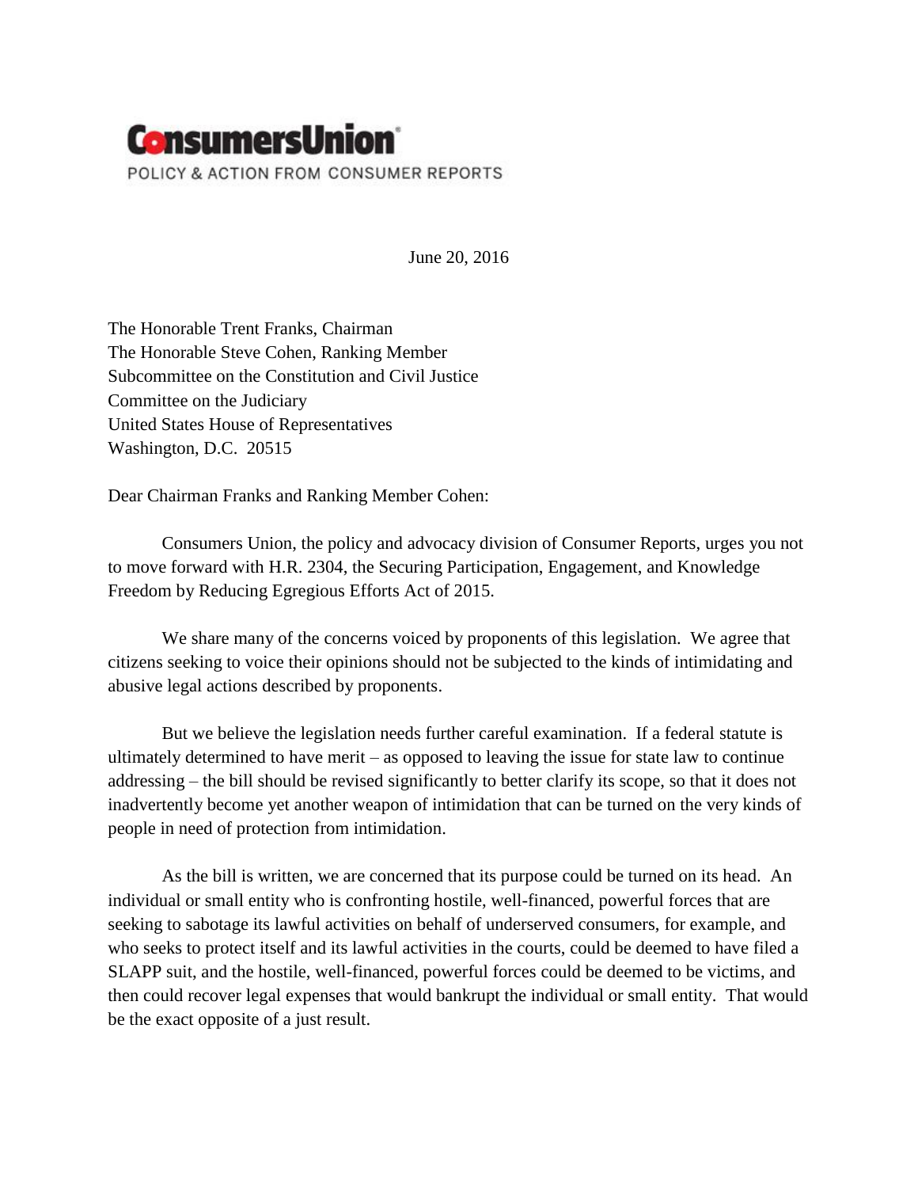**ConsumersUnion**

POLICY & ACTION FROM CONSUMER REPORTS

June 20, 2016

The Honorable Trent Franks, Chairman
The Honorable Steve Cohen, Ranking Member
Subcommittee on the Constitution and Civil Justice
Committee on the Judiciary
United States House of Representatives
Washington, D.C. 20515

Dear Chairman Franks and Ranking Member Cohen:

Consumers Union, the policy and advocacy division of Consumer Reports, urges you not to move forward with H.R. 2304, the Securing Participation, Engagement, and Knowledge Freedom by Reducing Egregious Efforts Act of 2015.

We share many of the concerns voiced by proponents of this legislation. We agree that citizens seeking to voice their opinions should not be subjected to the kinds of intimidating and abusive legal actions described by proponents.

But we believe the legislation needs further careful examination. If a federal statute is ultimately determined to have merit – as opposed to leaving the issue for state law to continue addressing – the bill should be revised significantly to better clarify its scope, so that it does not inadvertently become yet another weapon of intimidation that can be turned on the very kinds of people in need of protection from intimidation.

As the bill is written, we are concerned that its purpose could be turned on its head. An individual or small entity who is confronting hostile, well-financed, powerful forces that are seeking to sabotage its lawful activities on behalf of underserved consumers, for example, and who seeks to protect itself and its lawful activities in the courts, could be deemed to have filed a SLAPP suit, and the hostile, well-financed, powerful forces could be deemed to be victims, and then could recover legal expenses that would bankrupt the individual or small entity. That would be the exact opposite of a just result.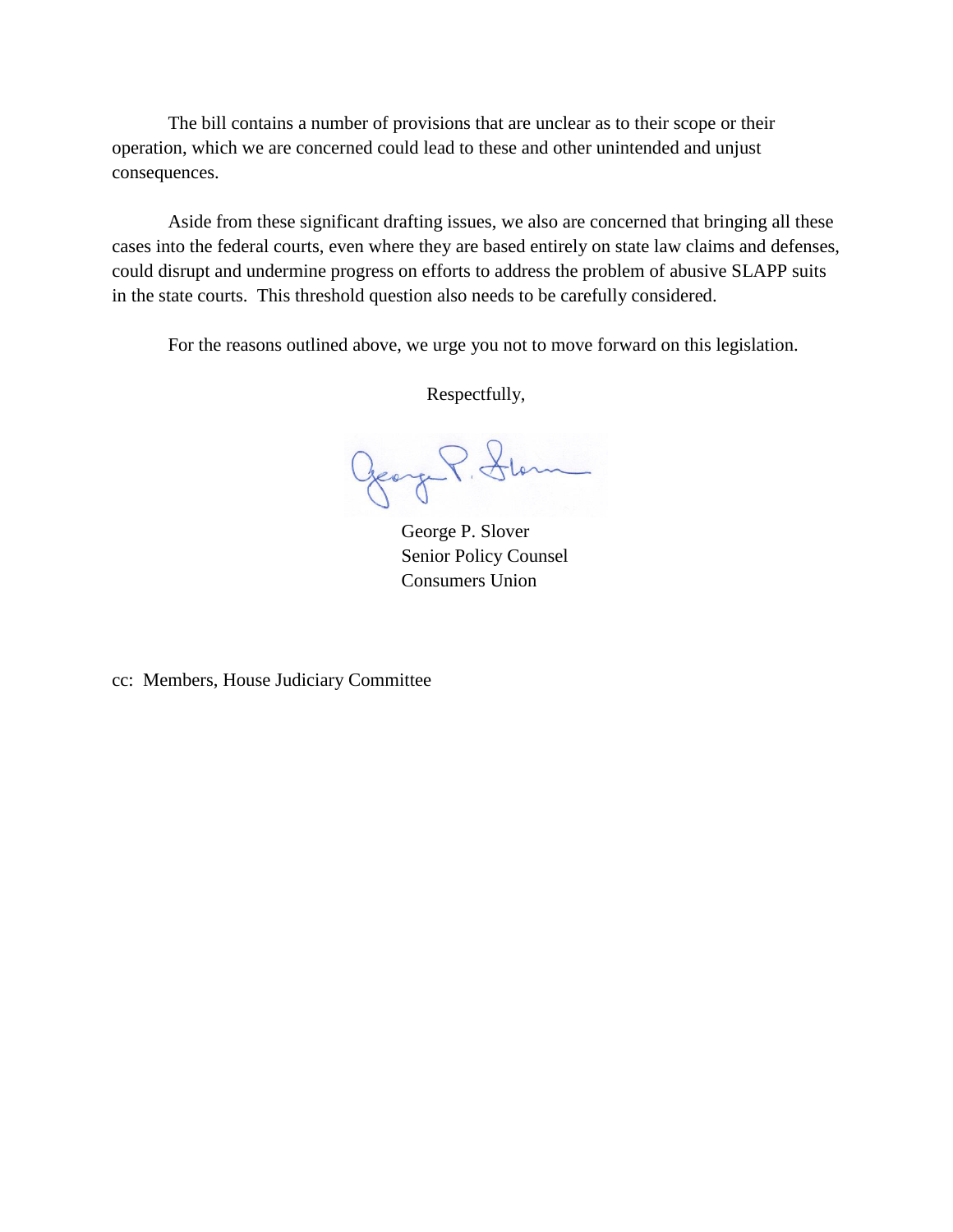The bill contains a number of provisions that are unclear as to their scope or their operation, which we are concerned could lead to these and other unintended and unjust consequences.

Aside from these significant drafting issues, we also are concerned that bringing all these cases into the federal courts, even where they are based entirely on state law claims and defenses, could disrupt and undermine progress on efforts to address the problem of abusive SLAPP suits in the state courts. This threshold question also needs to be carefully considered.

For the reasons outlined above, we urge you not to move forward on this legislation.

Respectfully,

George P. Slover
Senior Policy Counsel
Consumers Union

cc: Members, House Judiciary Committee